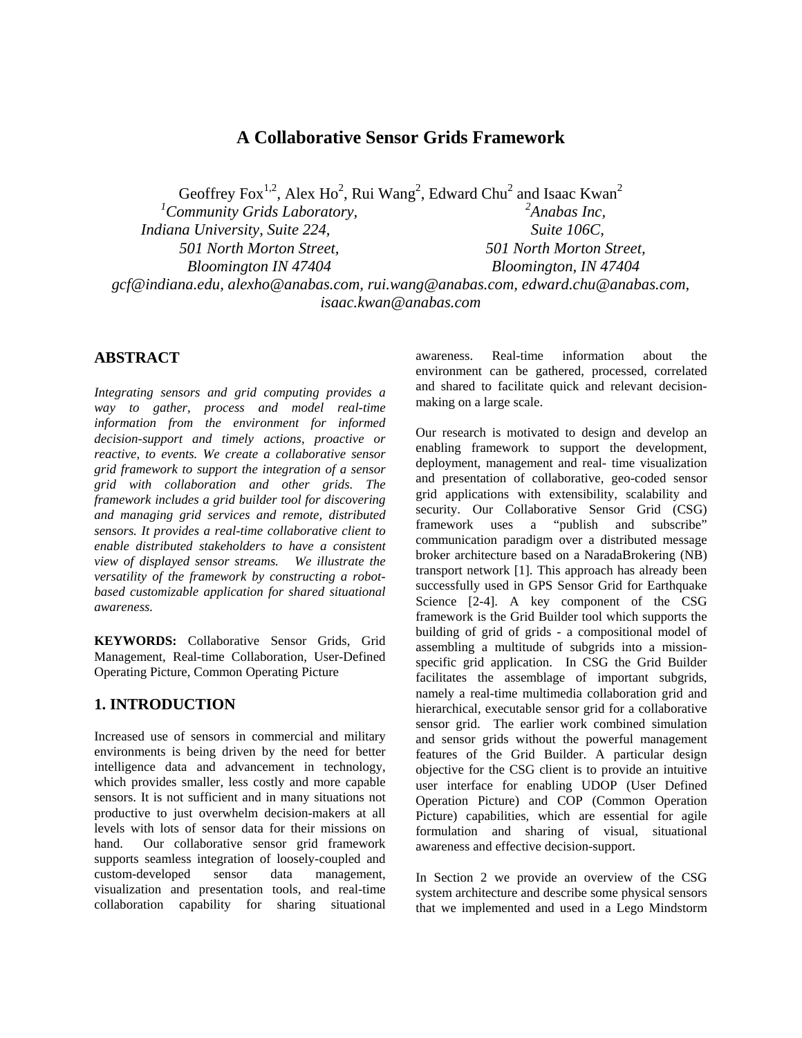# A Collaborative Sensor Grids Framework

Geoffrey Fox[1,2], Alex Ho[2], Rui Wang[2], Edward Chu[2] and Isaac Kwan[2]

[1]*Community Grids Laboratory, Indiana University, Suite 224, 501 North Morton Street, Bloomington IN 47404*

[2]*Anabas Inc, Suite 106C, 501 North Morton Street, Bloomington, IN 47404*

*gcf@indiana.edu, alexho@anabas.com, rui.wang@anabas.com, edward.chu@anabas.com, isaac.kwan@anabas.com*

## ABSTRACT

*Integrating sensors and grid computing provides a way to gather, process and model real-time information from the environment for informed decision-support and timely actions, proactive or reactive, to events. We create a collaborative sensor grid framework to support the integration of a sensor grid with collaboration and other grids. The framework includes a grid builder tool for discovering and managing grid services and remote, distributed sensors. It provides a real-time collaborative client to enable distributed stakeholders to have a consistent view of displayed sensor streams. We illustrate the versatility of the framework by constructing a robot-based customizable application for shared situational awareness.*

**KEYWORDS:** Collaborative Sensor Grids, Grid Management, Real-time Collaboration, User-Defined Operating Picture, Common Operating Picture

## 1. INTRODUCTION

Increased use of sensors in commercial and military environments is being driven by the need for better intelligence data and advancement in technology, which provides smaller, less costly and more capable sensors. It is not sufficient and in many situations not productive to just overwhelm decision-makers at all levels with lots of sensor data for their missions on hand. Our collaborative sensor grid framework supports seamless integration of loosely-coupled and custom-developed sensor data management, visualization and presentation tools, and real-time collaboration capability for sharing situational awareness. Real-time information about the environment can be gathered, processed, correlated and shared to facilitate quick and relevant decision-making on a large scale.

Our research is motivated to design and develop an enabling framework to support the development, deployment, management and real- time visualization and presentation of collaborative, geo-coded sensor grid applications with extensibility, scalability and security. Our Collaborative Sensor Grid (CSG) framework uses a "publish and subscribe" communication paradigm over a distributed message broker architecture based on a NaradaBrokering (NB) transport network [1]. This approach has already been successfully used in GPS Sensor Grid for Earthquake Science [2-4]. A key component of the CSG framework is the Grid Builder tool which supports the building of grid of grids - a compositional model of assembling a multitude of subgrids into a mission-specific grid application. In CSG the Grid Builder facilitates the assemblage of important subgrids, namely a real-time multimedia collaboration grid and hierarchical, executable sensor grid for a collaborative sensor grid. The earlier work combined simulation and sensor grids without the powerful management features of the Grid Builder. A particular design objective for the CSG client is to provide an intuitive user interface for enabling UDOP (User Defined Operation Picture) and COP (Common Operation Picture) capabilities, which are essential for agile formulation and sharing of visual, situational awareness and effective decision-support.

In Section 2 we provide an overview of the CSG system architecture and describe some physical sensors that we implemented and used in a Lego Mindstorm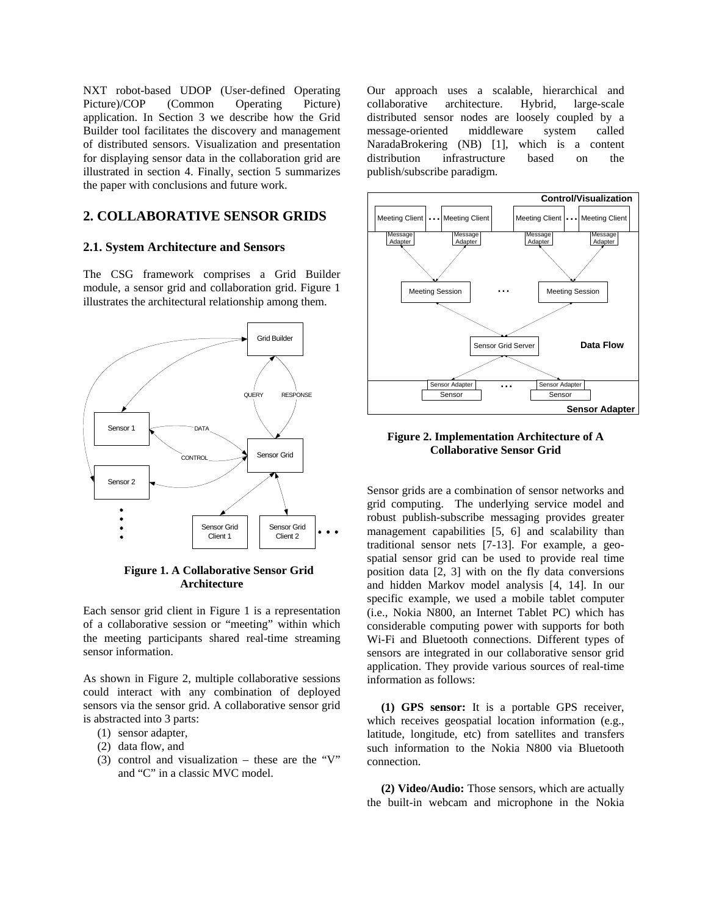NXT robot-based UDOP (User-defined Operating Picture)/COP (Common Operating Picture) application. In Section 3 we describe how the Grid Builder tool facilitates the discovery and management of distributed sensors. Visualization and presentation for displaying sensor data in the collaboration grid are illustrated in section 4. Finally, section 5 summarizes the paper with conclusions and future work.

## 2. COLLABORATIVE SENSOR GRIDS

### 2.1. System Architecture and Sensors

The CSG framework comprises a Grid Builder module, a sensor grid and collaboration grid. Figure 1 illustrates the architectural relationship among them.

**Figure 1. A Collaborative Sensor Grid Architecture**

Each sensor grid client in Figure 1 is a representation of a collaborative session or "meeting" within which the meeting participants shared real-time streaming sensor information.

As shown in Figure 2, multiple collaborative sessions could interact with any combination of deployed sensors via the sensor grid. A collaborative sensor grid is abstracted into 3 parts:

(1) sensor adapter,
(2) data flow, and
(3) control and visualization – these are the "V" and "C" in a classic MVC model.

Our approach uses a scalable, hierarchical and collaborative architecture. Hybrid, large-scale distributed sensor nodes are loosely coupled by a message-oriented middleware system called NaradaBrokering (NB) [1], which is a content distribution infrastructure based on the publish/subscribe paradigm.

**Figure 2. Implementation Architecture of A Collaborative Sensor Grid**

Sensor grids are a combination of sensor networks and grid computing. The underlying service model and robust publish-subscribe messaging provides greater management capabilities [5, 6] and scalability than traditional sensor nets [7-13]. For example, a geo-spatial sensor grid can be used to provide real time position data [2, 3] with on the fly data conversions and hidden Markov model analysis [4, 14]. In our specific example, we used a mobile tablet computer (i.e., Nokia N800, an Internet Tablet PC) which has considerable computing power with supports for both Wi-Fi and Bluetooth connections. Different types of sensors are integrated in our collaborative sensor grid application. They provide various sources of real-time information as follows:

**(1) GPS sensor:** It is a portable GPS receiver, which receives geospatial location information (e.g., latitude, longitude, etc) from satellites and transfers such information to the Nokia N800 via Bluetooth connection.

**(2) Video/Audio:** Those sensors, which are actually the built-in webcam and microphone in the Nokia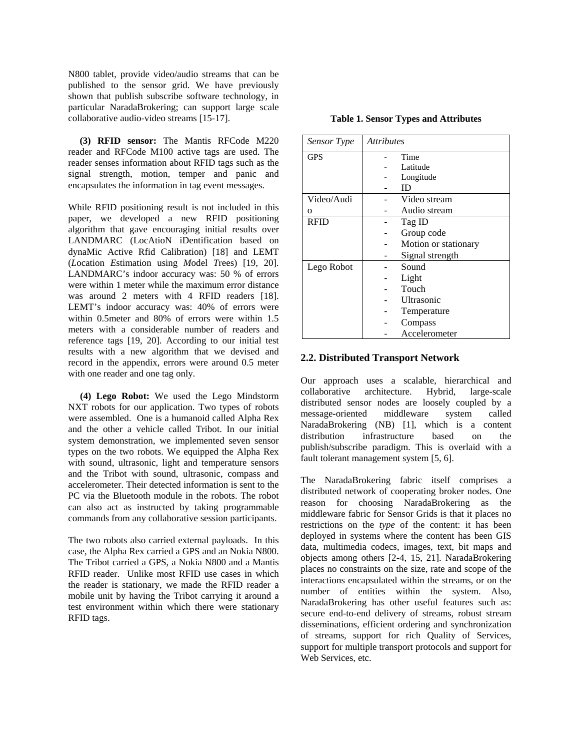N800 tablet, provide video/audio streams that can be published to the sensor grid. We have previously shown that publish subscribe software technology, in particular NaradaBrokering; can support large scale collaborative audio-video streams [15-17].

**(3) RFID sensor:** The Mantis RFCode M220 reader and RFCode M100 active tags are used. The reader senses information about RFID tags such as the signal strength, motion, temper and panic and encapsulates the information in tag event messages.

While RFID positioning result is not included in this paper, we developed a new RFID positioning algorithm that gave encouraging initial results over LANDMARC (LocAtioN iDentification based on dynaMic Active Rfid Calibration) [18] and LEMT (*L*ocation *E*stimation using *M*odel *T*rees) [19, 20]. LANDMARC's indoor accuracy was: 50 % of errors were within 1 meter while the maximum error distance was around 2 meters with 4 RFID readers [18]. LEMT's indoor accuracy was: 40% of errors were within 0.5meter and 80% of errors were within 1.5 meters with a considerable number of readers and reference tags [19, 20]. According to our initial test results with a new algorithm that we devised and record in the appendix, errors were around 0.5 meter with one reader and one tag only.

**(4) Lego Robot:** We used the Lego Mindstorm NXT robots for our application. Two types of robots were assembled. One is a humanoid called Alpha Rex and the other a vehicle called Tribot. In our initial system demonstration, we implemented seven sensor types on the two robots. We equipped the Alpha Rex with sound, ultrasonic, light and temperature sensors and the Tribot with sound, ultrasonic, compass and accelerometer. Their detected information is sent to the PC via the Bluetooth module in the robots. The robot can also act as instructed by taking programmable commands from any collaborative session participants.

The two robots also carried external payloads. In this case, the Alpha Rex carried a GPS and an Nokia N800. The Tribot carried a GPS, a Nokia N800 and a Mantis RFID reader. Unlike most RFID use cases in which the reader is stationary, we made the RFID reader a mobile unit by having the Tribot carrying it around a test environment within which there were stationary RFID tags.

**Table 1. Sensor Types and Attributes**

| *Sensor Type* | *Attributes* |
|---|---|
| GPS | - Time<br>- Latitude<br>- Longitude<br>- ID |
| Video/Audio | - Video stream<br>- Audio stream |
| RFID | - Tag ID<br>- Group code<br>- Motion or stationary<br>- Signal strength |
| Lego Robot | - Sound<br>- Light<br>- Touch<br>- Ultrasonic<br>- Temperature<br>- Compass<br>- Accelerometer |

## 2.2. Distributed Transport Network

Our approach uses a scalable, hierarchical and collaborative architecture. Hybrid, large-scale distributed sensor nodes are loosely coupled by a message-oriented middleware system called NaradaBrokering (NB) [1], which is a content distribution infrastructure based on the publish/subscribe paradigm. This is overlaid with a fault tolerant management system [5, 6].

The NaradaBrokering fabric itself comprises a distributed network of cooperating broker nodes. One reason for choosing NaradaBrokering as the middleware fabric for Sensor Grids is that it places no restrictions on the *type* of the content: it has been deployed in systems where the content has been GIS data, multimedia codecs, images, text, bit maps and objects among others [2-4, 15, 21]. NaradaBrokering places no constraints on the size, rate and scope of the interactions encapsulated within the streams, or on the number of entities within the system. Also, NaradaBrokering has other useful features such as: secure end-to-end delivery of streams, robust stream disseminations, efficient ordering and synchronization of streams, support for rich Quality of Services, support for multiple transport protocols and support for Web Services, etc.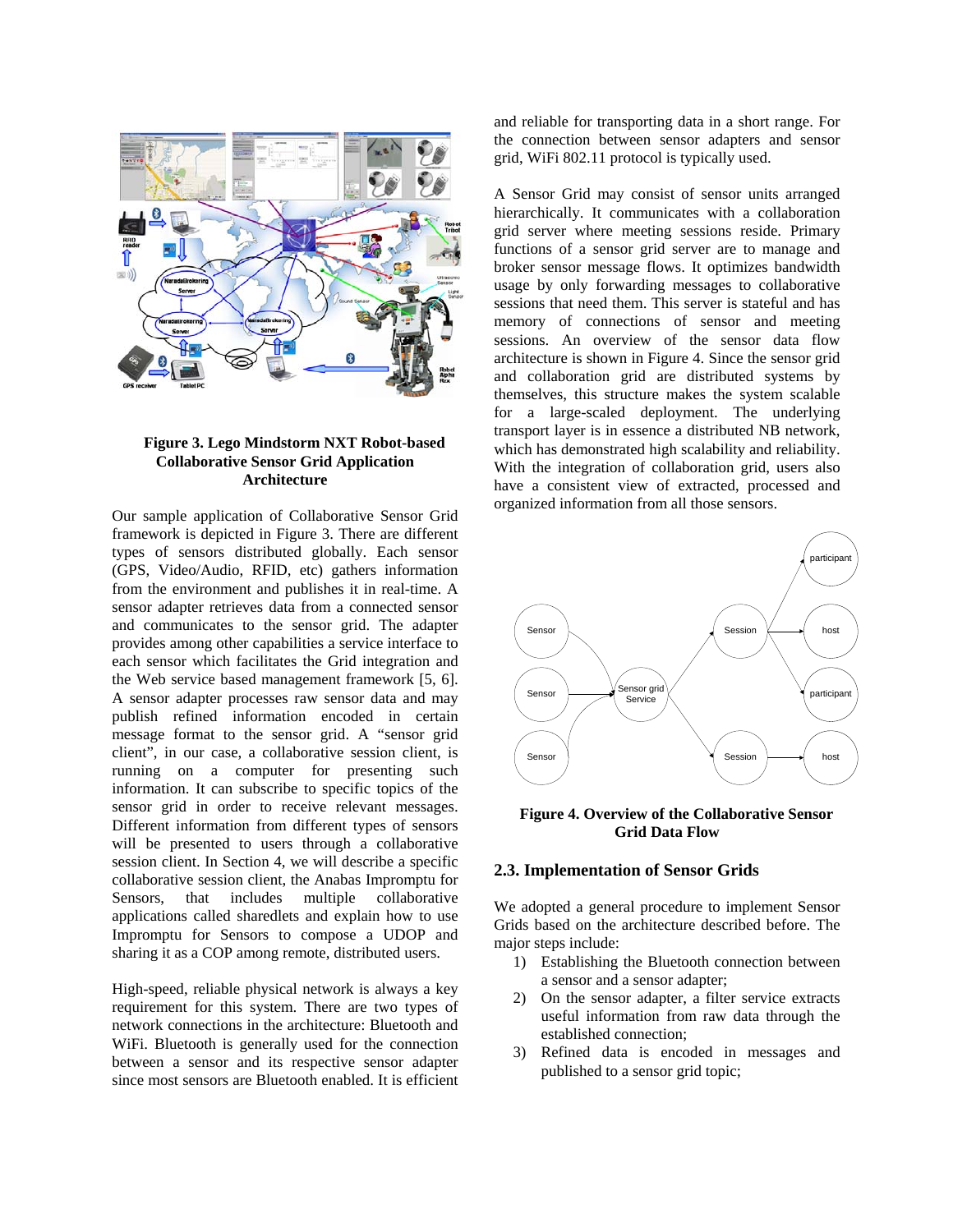Figure 3. Lego Mindstorm NXT Robot-based Collaborative Sensor Grid Application Architecture

Our sample application of Collaborative Sensor Grid framework is depicted in Figure 3. There are different types of sensors distributed globally. Each sensor (GPS, Video/Audio, RFID, etc) gathers information from the environment and publishes it in real-time. A sensor adapter retrieves data from a connected sensor and communicates to the sensor grid. The adapter provides among other capabilities a service interface to each sensor which facilitates the Grid integration and the Web service based management framework [5, 6]. A sensor adapter processes raw sensor data and may publish refined information encoded in certain message format to the sensor grid. A "sensor grid client", in our case, a collaborative session client, is running on a computer for presenting such information. It can subscribe to specific topics of the sensor grid in order to receive relevant messages. Different information from different types of sensors will be presented to users through a collaborative session client. In Section 4, we will describe a specific collaborative session client, the Anabas Impromptu for Sensors, that includes multiple collaborative applications called sharedlets and explain how to use Impromptu for Sensors to compose a UDOP and sharing it as a COP among remote, distributed users.

High-speed, reliable physical network is always a key requirement for this system. There are two types of network connections in the architecture: Bluetooth and WiFi. Bluetooth is generally used for the connection between a sensor and its respective sensor adapter since most sensors are Bluetooth enabled. It is efficient and reliable for transporting data in a short range. For the connection between sensor adapters and sensor grid, WiFi 802.11 protocol is typically used.

A Sensor Grid may consist of sensor units arranged hierarchically. It communicates with a collaboration grid server where meeting sessions reside. Primary functions of a sensor grid server are to manage and broker sensor message flows. It optimizes bandwidth usage by only forwarding messages to collaborative sessions that need them. This server is stateful and has memory of connections of sensor and meeting sessions. An overview of the sensor data flow architecture is shown in Figure 4. Since the sensor grid and collaboration grid are distributed systems by themselves, this structure makes the system scalable for a large-scaled deployment. The underlying transport layer is in essence a distributed NB network, which has demonstrated high scalability and reliability. With the integration of collaboration grid, users also have a consistent view of extracted, processed and organized information from all those sensors.

Figure 4. Overview of the Collaborative Sensor Grid Data Flow

## 2.3. Implementation of Sensor Grids

We adopted a general procedure to implement Sensor Grids based on the architecture described before. The major steps include:

1) Establishing the Bluetooth connection between a sensor and a sensor adapter;
2) On the sensor adapter, a filter service extracts useful information from raw data through the established connection;
3) Refined data is encoded in messages and published to a sensor grid topic;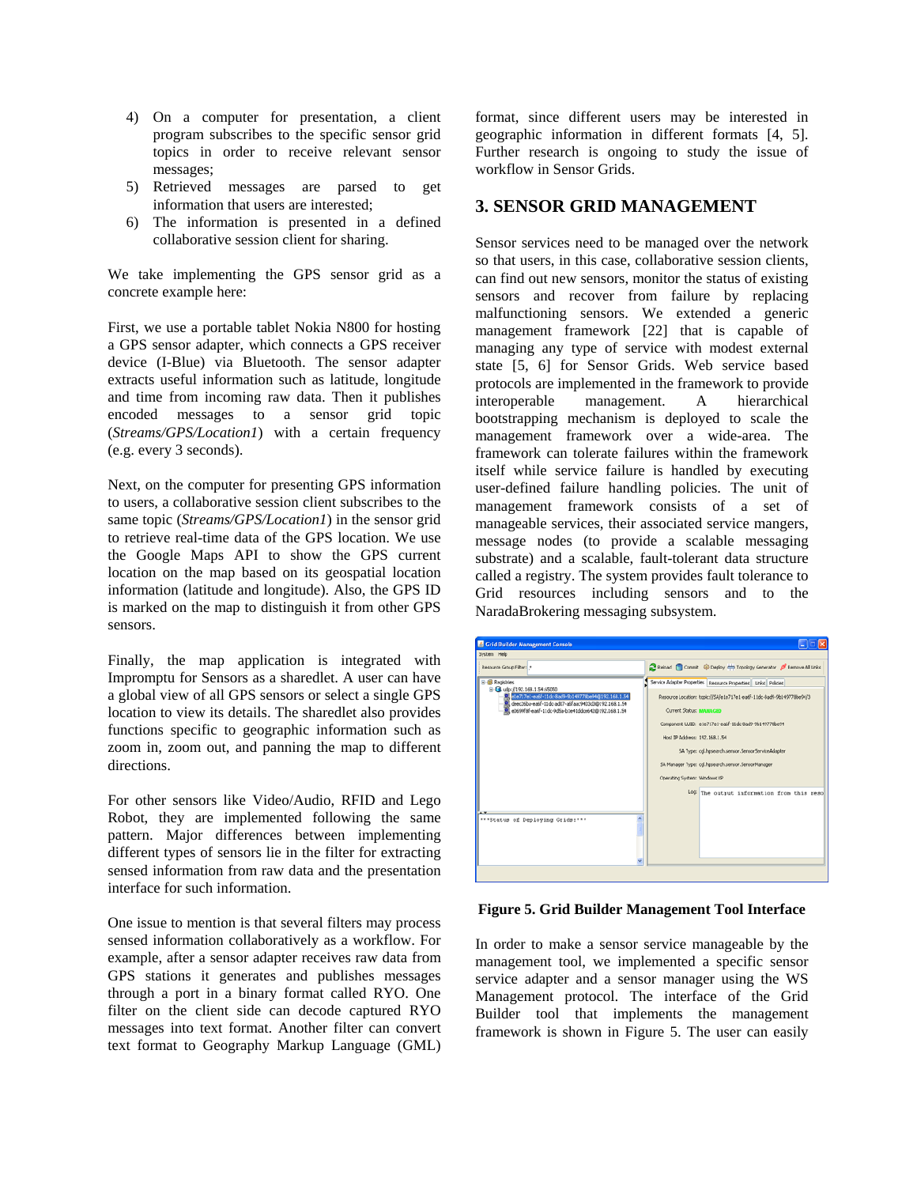4) On a computer for presentation, a client program subscribes to the specific sensor grid topics in order to receive relevant sensor messages;
5) Retrieved messages are parsed to get information that users are interested;
6) The information is presented in a defined collaborative session client for sharing.

We take implementing the GPS sensor grid as a concrete example here:

First, we use a portable tablet Nokia N800 for hosting a GPS sensor adapter, which connects a GPS receiver device (I-Blue) via Bluetooth. The sensor adapter extracts useful information such as latitude, longitude and time from incoming raw data. Then it publishes encoded messages to a sensor grid topic (*Streams/GPS/Location1*) with a certain frequency (e.g. every 3 seconds).

Next, on the computer for presenting GPS information to users, a collaborative session client subscribes to the same topic (*Streams/GPS/Location1*) in the sensor grid to retrieve real-time data of the GPS location. We use the Google Maps API to show the GPS current location on the map based on its geospatial location information (latitude and longitude). Also, the GPS ID is marked on the map to distinguish it from other GPS sensors.

Finally, the map application is integrated with Impromptu for Sensors as a sharedlet. A user can have a global view of all GPS sensors or select a single GPS location to view its details. The sharedlet also provides functions specific to geographic information such as zoom in, zoom out, and panning the map to different directions.

For other sensors like Video/Audio, RFID and Lego Robot, they are implemented following the same pattern. Major differences between implementing different types of sensors lie in the filter for extracting sensed information from raw data and the presentation interface for such information.

One issue to mention is that several filters may process sensed information collaboratively as a workflow. For example, after a sensor adapter receives raw data from GPS stations it generates and publishes messages through a port in a binary format called RYO. One filter on the client side can decode captured RYO messages into text format. Another filter can convert text format to Geography Markup Language (GML) format, since different users may be interested in geographic information in different formats [4, 5]. Further research is ongoing to study the issue of workflow in Sensor Grids.

## 3. SENSOR GRID MANAGEMENT

Sensor services need to be managed over the network so that users, in this case, collaborative session clients, can find out new sensors, monitor the status of existing sensors and recover from failure by replacing malfunctioning sensors. We extended a generic management framework [22] that is capable of managing any type of service with modest external state [5, 6] for Sensor Grids. Web service based protocols are implemented in the framework to provide interoperable management. A hierarchical bootstrapping mechanism is deployed to scale the management framework over a wide-area. The framework can tolerate failures within the framework itself while service failure is handled by executing user-defined failure handling policies. The unit of management framework consists of a set of manageable services, their associated service mangers, message nodes (to provide a scalable messaging substrate) and a scalable, fault-tolerant data structure called a registry. The system provides fault tolerance to Grid resources including sensors and to the NaradaBrokering messaging subsystem.

**Figure 5. Grid Builder Management Tool Interface**

In order to make a sensor service manageable by the management tool, we implemented a specific sensor service adapter and a sensor manager using the WS Management protocol. The interface of the Grid Builder tool that implements the management framework is shown in Figure 5. The user can easily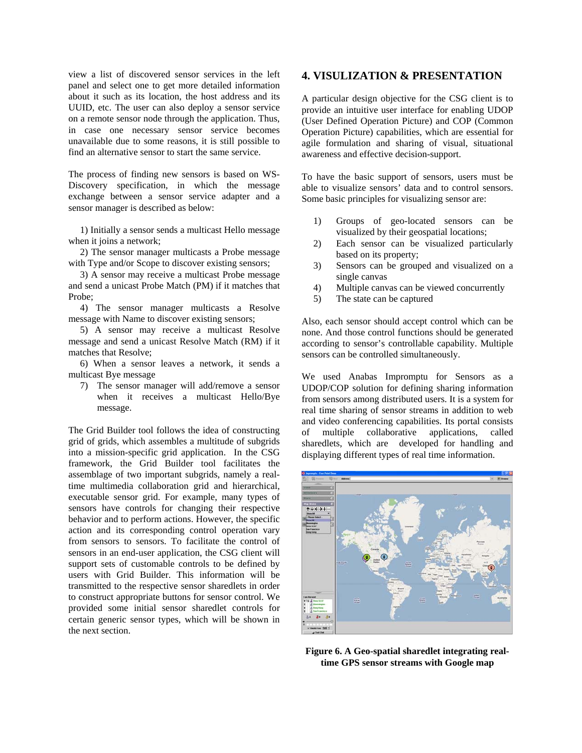view a list of discovered sensor services in the left panel and select one to get more detailed information about it such as its location, the host address and its UUID, etc. The user can also deploy a sensor service on a remote sensor node through the application. Thus, in case one necessary sensor service becomes unavailable due to some reasons, it is still possible to find an alternative sensor to start the same service.

The process of finding new sensors is based on WS-Discovery specification, in which the message exchange between a sensor service adapter and a sensor manager is described as below:

1) Initially a sensor sends a multicast Hello message when it joins a network;

2) The sensor manager multicasts a Probe message with Type and/or Scope to discover existing sensors;

3) A sensor may receive a multicast Probe message and send a unicast Probe Match (PM) if it matches that Probe;

4) The sensor manager multicasts a Resolve message with Name to discover existing sensors;

5) A sensor may receive a multicast Resolve message and send a unicast Resolve Match (RM) if it matches that Resolve;

6) When a sensor leaves a network, it sends a multicast Bye message

7) The sensor manager will add/remove a sensor when it receives a multicast Hello/Bye message.

The Grid Builder tool follows the idea of constructing grid of grids, which assembles a multitude of subgrids into a mission-specific grid application. In the CSG framework, the Grid Builder tool facilitates the assemblage of two important subgrids, namely a real-time multimedia collaboration grid and hierarchical, executable sensor grid. For example, many types of sensors have controls for changing their respective behavior and to perform actions. However, the specific action and its corresponding control operation vary from sensors to sensors. To facilitate the control of sensors in an end-user application, the CSG client will support sets of customizable controls to be defined by users with Grid Builder. This information will be transmitted to the respective sensor sharedlets in order to construct appropriate buttons for sensor control. We provided some initial sensor sharedlet controls for certain generic sensor types, which will be shown in the next section.

## 4. VISULIZATION & PRESENTATION

A particular design objective for the CSG client is to provide an intuitive user interface for enabling UDOP (User Defined Operation Picture) and COP (Common Operation Picture) capabilities, which are essential for agile formulation and sharing of visual, situational awareness and effective decision-support.

To have the basic support of sensors, users must be able to visualize sensors' data and to control sensors. Some basic principles for visualizing sensor are:

1) Groups of geo-located sensors can be visualized by their geospatial locations;
2) Each sensor can be visualized particularly based on its property;
3) Sensors can be grouped and visualized on a single canvas
4) Multiple canvas can be viewed concurrently
5) The state can be captured

Also, each sensor should accept control which can be none. And those control functions should be generated according to sensor's controllable capability. Multiple sensors can be controlled simultaneously.

We used Anabas Impromptu for Sensors as a UDOP/COP solution for defining sharing information from sensors among distributed users. It is a system for real time sharing of sensor streams in addition to web and video conferencing capabilities. Its portal consists of multiple collaborative applications, called sharedlets, which are developed for handling and displaying different types of real time information.

**Figure 6. A Geo-spatial sharedlet integrating real-time GPS sensor streams with Google map**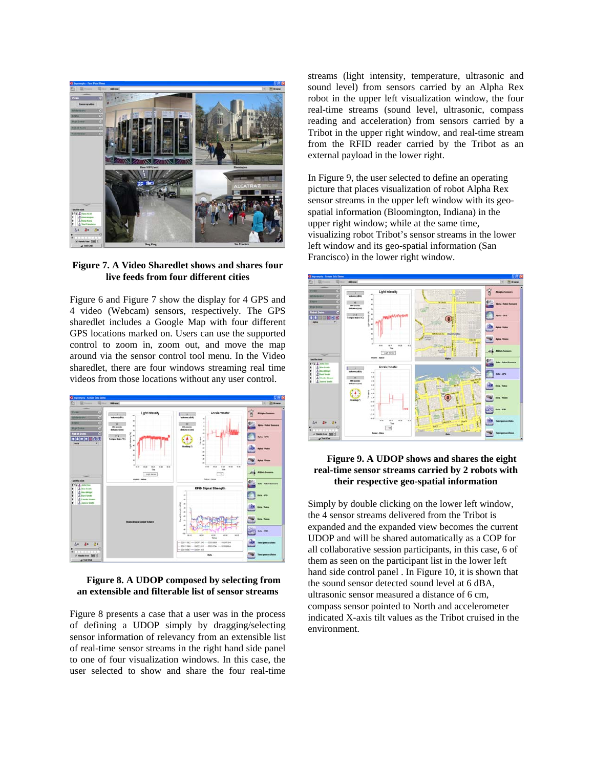**Figure 7. A Video Sharedlet shows and shares four live feeds from four different cities**

Figure 6 and Figure 7 show the display for 4 GPS and 4 video (Webcam) sensors, respectively. The GPS sharedlet includes a Google Map with four different GPS locations marked on. Users can use the supported control to zoom in, zoom out, and move the map around via the sensor control tool menu. In the Video sharedlet, there are four windows streaming real time videos from those locations without any user control.

**Figure 8. A UDOP composed by selecting from an extensible and filterable list of sensor streams**

Figure 8 presents a case that a user was in the process of defining a UDOP simply by dragging/selecting sensor information of relevancy from an extensible list of real-time sensor streams in the right hand side panel to one of four visualization windows. In this case, the user selected to show and share the four real-time streams (light intensity, temperature, ultrasonic and sound level) from sensors carried by an Alpha Rex robot in the upper left visualization window, the four real-time streams (sound level, ultrasonic, compass reading and acceleration) from sensors carried by a Tribot in the upper right window, and real-time stream from the RFID reader carried by the Tribot as an external payload in the lower right.

In Figure 9, the user selected to define an operating picture that places visualization of robot Alpha Rex sensor streams in the upper left window with its geo-spatial information (Bloomington, Indiana) in the upper right window; while at the same time, visualizing robot Tribot's sensor streams in the lower left window and its geo-spatial information (San Francisco) in the lower right window.

**Figure 9. A UDOP shows and shares the eight real-time sensor streams carried by 2 robots with their respective geo-spatial information**

Simply by double clicking on the lower left window, the 4 sensor streams delivered from the Tribot is expanded and the expanded view becomes the current UDOP and will be shared automatically as a COP for all collaborative session participants, in this case, 6 of them as seen on the participant list in the lower left hand side control panel . In Figure 10, it is shown that the sound sensor detected sound level at 6 dBA, ultrasonic sensor measured a distance of 6 cm, compass sensor pointed to North and accelerometer indicated X-axis tilt values as the Tribot cruised in the environment.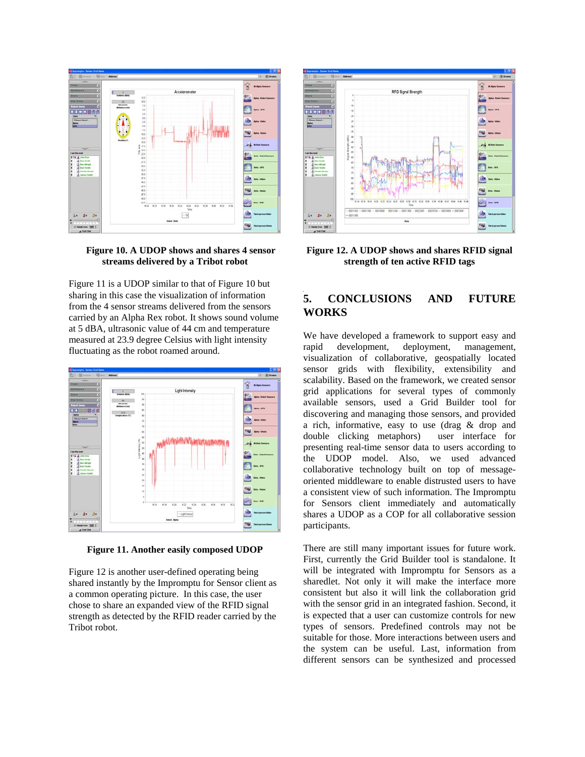**Figure 10. A UDOP shows and shares 4 sensor streams delivered by a Tribot robot**

Figure 11 is a UDOP similar to that of Figure 10 but sharing in this case the visualization of information from the 4 sensor streams delivered from the sensors carried by an Alpha Rex robot. It shows sound volume at 5 dBA, ultrasonic value of 44 cm and temperature measured at 23.9 degree Celsius with light intensity fluctuating as the robot roamed around.

**Figure 11. Another easily composed UDOP**

Figure 12 is another user-defined operating being shared instantly by the Impromptu for Sensor client as a common operating picture. In this case, the user chose to share an expanded view of the RFID signal strength as detected by the RFID reader carried by the Tribot robot.

**Figure 12. A UDOP shows and shares RFID signal strength of ten active RFID tags**

## 5. CONCLUSIONS AND FUTURE WORKS

We have developed a framework to support easy and rapid development, deployment, management, visualization of collaborative, geospatially located sensor grids with flexibility, extensibility and scalability. Based on the framework, we created sensor grid applications for several types of commonly available sensors, used a Grid Builder tool for discovering and managing those sensors, and provided a rich, informative, easy to use (drag & drop and double clicking metaphors) user interface for presenting real-time sensor data to users according to the UDOP model. Also, we used advanced collaborative technology built on top of message-oriented middleware to enable distrusted users to have a consistent view of such information. The Impromptu for Sensors client immediately and automatically shares a UDOP as a COP for all collaborative session participants.

There are still many important issues for future work. First, currently the Grid Builder tool is standalone. It will be integrated with Impromptu for Sensors as a sharedlet. Not only it will make the interface more consistent but also it will link the collaboration grid with the sensor grid in an integrated fashion. Second, it is expected that a user can customize controls for new types of sensors. Predefined controls may not be suitable for those. More interactions between users and the system can be useful. Last, information from different sensors can be synthesized and processed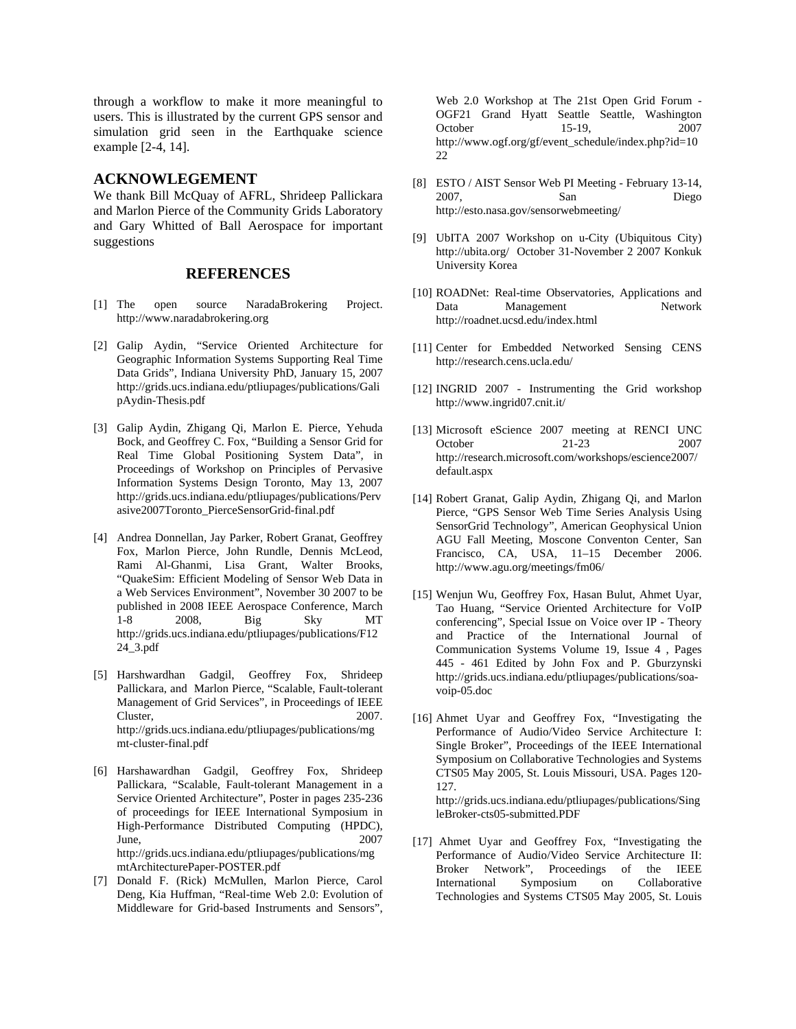through a workflow to make it more meaningful to users. This is illustrated by the current GPS sensor and simulation grid seen in the Earthquake science example [2-4, 14].

## ACKNOWLEGEMENT

We thank Bill McQuay of AFRL, Shrideep Pallickara and Marlon Pierce of the Community Grids Laboratory and Gary Whitted of Ball Aerospace for important suggestions

## REFERENCES

[1] The open source NaradaBrokering Project. http://www.naradabrokering.org

[2] Galip Aydin, "Service Oriented Architecture for Geographic Information Systems Supporting Real Time Data Grids", Indiana University PhD, January 15, 2007 http://grids.ucs.indiana.edu/ptliupages/publications/GalipAydin-Thesis.pdf

[3] Galip Aydin, Zhigang Qi, Marlon E. Pierce, Yehuda Bock, and Geoffrey C. Fox, "Building a Sensor Grid for Real Time Global Positioning System Data", in Proceedings of Workshop on Principles of Pervasive Information Systems Design Toronto, May 13, 2007 http://grids.ucs.indiana.edu/ptliupages/publications/Pervasive2007Toronto_PierceSensorGrid-final.pdf

[4] Andrea Donnellan, Jay Parker, Robert Granat, Geoffrey Fox, Marlon Pierce, John Rundle, Dennis McLeod, Rami Al-Ghanmi, Lisa Grant, Walter Brooks, "QuakeSim: Efficient Modeling of Sensor Web Data in a Web Services Environment", November 30 2007 to be published in 2008 IEEE Aerospace Conference, March 1-8 2008, Big Sky MT http://grids.ucs.indiana.edu/ptliupages/publications/F1224_3.pdf

[5] Harshwardhan Gadgil, Geoffrey Fox, Shrideep Pallickara, and Marlon Pierce, "Scalable, Fault-tolerant Management of Grid Services", in Proceedings of IEEE Cluster, 2007. http://grids.ucs.indiana.edu/ptliupages/publications/mgmt-cluster-final.pdf

[6] Harshawardhan Gadgil, Geoffrey Fox, Shrideep Pallickara, "Scalable, Fault-tolerant Management in a Service Oriented Architecture", Poster in pages 235-236 of proceedings for IEEE International Symposium in High-Performance Distributed Computing (HPDC), June, 2007 http://grids.ucs.indiana.edu/ptliupages/publications/mgmtArchitecturePaper-POSTER.pdf

[7] Donald F. (Rick) McMullen, Marlon Pierce, Carol Deng, Kia Huffman, "Real-time Web 2.0: Evolution of Middleware for Grid-based Instruments and Sensors", Web 2.0 Workshop at The 21st Open Grid Forum - OGF21 Grand Hyatt Seattle Seattle, Washington October 15-19, 2007 http://www.ogf.org/gf/event_schedule/index.php?id=1022

[8] ESTO / AIST Sensor Web PI Meeting - February 13-14, 2007, San Diego http://esto.nasa.gov/sensorwebmeeting/

[9] UbITA 2007 Workshop on u-City (Ubiquitous City) http://ubita.org/ October 31-November 2 2007 Konkuk University Korea

[10] ROADNet: Real-time Observatories, Applications and Data Management Network http://roadnet.ucsd.edu/index.html

[11] Center for Embedded Networked Sensing CENS http://research.cens.ucla.edu/

[12] INGRID 2007 - Instrumenting the Grid workshop http://www.ingrid07.cnit.it/

[13] Microsoft eScience 2007 meeting at RENCI UNC October 21-23 2007 http://research.microsoft.com/workshops/escience2007/default.aspx

[14] Robert Granat, Galip Aydin, Zhigang Qi, and Marlon Pierce, "GPS Sensor Web Time Series Analysis Using SensorGrid Technology", American Geophysical Union AGU Fall Meeting, Moscone Conventon Center, San Francisco, CA, USA, 11–15 December 2006. http://www.agu.org/meetings/fm06/

[15] Wenjun Wu, Geoffrey Fox, Hasan Bulut, Ahmet Uyar, Tao Huang, "Service Oriented Architecture for VoIP conferencing", Special Issue on Voice over IP - Theory and Practice of the International Journal of Communication Systems Volume 19, Issue 4 , Pages 445 - 461 Edited by John Fox and P. Gburzynski http://grids.ucs.indiana.edu/ptliupages/publications/soa-voip-05.doc

[16] Ahmet Uyar and Geoffrey Fox, "Investigating the Performance of Audio/Video Service Architecture I: Single Broker", Proceedings of the IEEE International Symposium on Collaborative Technologies and Systems CTS05 May 2005, St. Louis Missouri, USA. Pages 120-127. http://grids.ucs.indiana.edu/ptliupages/publications/SingleBroker-cts05-submitted.PDF

[17] Ahmet Uyar and Geoffrey Fox, "Investigating the Performance of Audio/Video Service Architecture II: Broker Network", Proceedings of the IEEE International Symposium on Collaborative Technologies and Systems CTS05 May 2005, St. Louis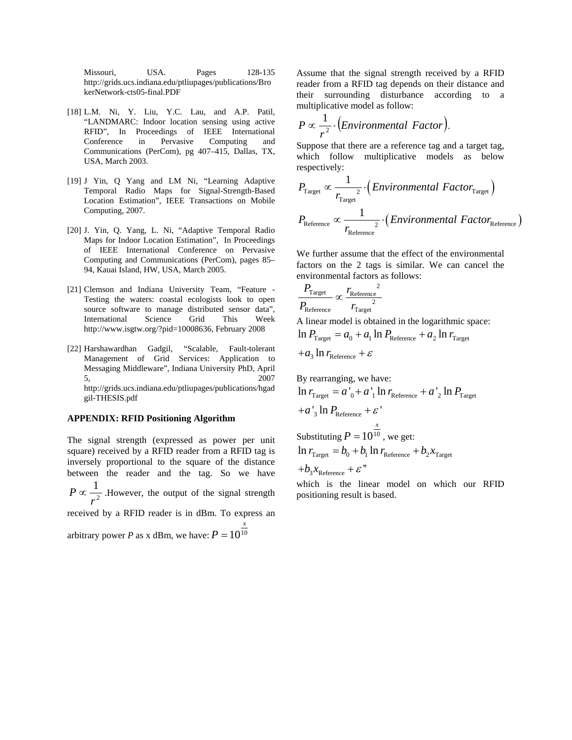Missouri, USA. Pages 128-135 http://grids.ucs.indiana.edu/ptliupages/publications/BrokerNetwork-cts05-final.PDF

[18] L.M. Ni, Y. Liu, Y.C. Lau, and A.P. Patil, "LANDMARC: Indoor location sensing using active RFID", In Proceedings of IEEE International Conference in Pervasive Computing and Communications (PerCom), pg 407–415, Dallas, TX, USA, March 2003.

[19] J Yin, Q Yang and LM Ni, "Learning Adaptive Temporal Radio Maps for Signal-Strength-Based Location Estimation", IEEE Transactions on Mobile Computing, 2007.

[20] J. Yin, Q. Yang, L. Ni, "Adaptive Temporal Radio Maps for Indoor Location Estimation", In Proceedings of IEEE International Conference on Pervasive Computing and Communications (PerCom), pages 85–94, Kauai Island, HW, USA, March 2005.

[21] Clemson and Indiana University Team, "Feature - Testing the waters: coastal ecologists look to open source software to manage distributed sensor data", International Science Grid This Week http://www.isgtw.org/?pid=10008636, February 2008

[22] Harshawardhan Gadgil, "Scalable, Fault-tolerant Management of Grid Services: Application to Messaging Middleware", Indiana University PhD, April 5, 2007 http://grids.ucs.indiana.edu/ptliupages/publications/hgadgil-THESIS.pdf

**APPENDIX: RFID Positioning Algorithm**

The signal strength (expressed as power per unit square) received by a RFID reader from a RFID tag is inversely proportional to the square of the distance between the reader and the tag. So we have $P \propto \frac{1}{r^2}$ .However, the output of the signal strength received by a RFID reader is in dBm. To express an arbitrary power *P* as x dBm, we have: $P = 10^{\frac{x}{10}}$

Assume that the signal strength received by a RFID reader from a RFID tag depends on their distance and their surrounding disturbance according to a multiplicative model as follow:

$$P \propto \frac{1}{r^2} \cdot (Environmental\ Factor).$$

Suppose that there are a reference tag and a target tag, which follow multiplicative models as below respectively:

$$P_{\text{Target}} \propto \frac{1}{r_{\text{Target}}{}^2} \cdot \left(Environmental\ Factor_{\text{Target}}\right)$$

$$P_{\text{Reference}} \propto \frac{1}{r_{\text{Reference}}{}^2} \cdot \left(Environmental\ Factor_{\text{Reference}}\right)$$

We further assume that the effect of the environmental factors on the 2 tags is similar. We can cancel the environmental factors as follows:

$$\frac{P_{\text{Target}}}{P_{\text{Reference}}} \propto \frac{r_{\text{Reference}}{}^2}{r_{\text{Target}}{}^2}$$

A linear model is obtained in the logarithmic space:

$$\ln P_{\text{Target}} = a_0 + a_1 \ln P_{\text{Reference}} + a_2 \ln r_{\text{Target}} + a_3 \ln r_{\text{Reference}} + \varepsilon$$

By rearranging, we have:

$$\ln r_{\text{Target}} = a'_0 + a'_1 \ln r_{\text{Reference}} + a'_2 \ln P_{\text{Target}} + a'_3 \ln P_{\text{Reference}} + \varepsilon'$$

Substituting $P = 10^{\frac{x}{10}}$ , we get:

$$\ln r_{\text{Target}} = b_0 + b_1 \ln r_{\text{Reference}} + b_2 x_{\text{Target}} + b_3 x_{\text{Reference}} + \varepsilon''$$

which is the linear model on which our RFID positioning result is based.